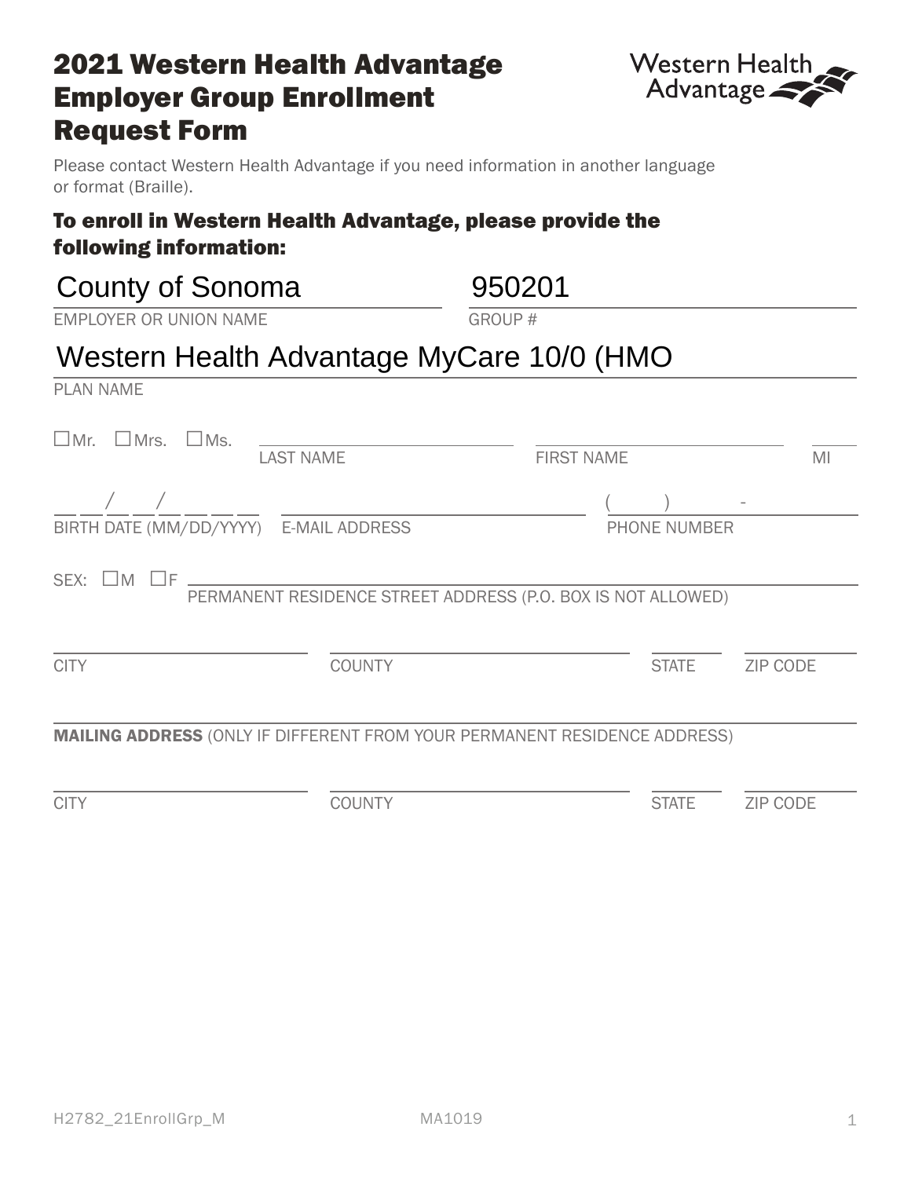# 2021 Western Health Advantage Employer Group Enrollment Request Form

Western Health Advantage

Please contact Western Health Advantage if you need information in another language or format (Braille).

## To enroll in Western Health Advantage, please provide the following information:

County of Sonoma
EMPLOYER OR UNION NAME

950201
GROUP #

Western Health Advantage MyCare 10/0 (HMO
PLAN NAME

☐Mr. ☐Mrs. ☐Ms. \_\_\_\_\_\_\_\_\_\_\_\_\_\_\_\_\_\_\_\_
LAST NAME \_\_\_\_\_\_\_\_\_\_\_\_\_\_\_\_\_\_\_\_ FIRST NAME \_\_\_\_ MI

\_\_ \_\_/\_\_ \_\_/\_\_ \_\_ \_\_ \_\_
BIRTH DATE (MM/DD/YYYY)

\_\_\_\_\_\_\_\_\_\_\_\_\_\_\_\_\_\_\_\_
E-MAIL ADDRESS

(\_\_\_\_\_) \_\_\_\_\_-\_\_\_\_\_\_
PHONE NUMBER

SEX: ☐M ☐F \_\_\_\_\_\_\_\_\_\_\_\_\_\_\_\_\_\_\_\_\_\_\_\_\_\_\_\_\_\_\_\_\_\_\_\_\_\_\_\_
PERMANENT RESIDENCE STREET ADDRESS (P.O. BOX IS NOT ALLOWED)

\_\_\_\_\_\_\_\_\_\_\_\_\_\_\_\_ CITY \_\_\_\_\_\_\_\_\_\_\_\_\_\_\_\_ COUNTY \_\_\_\_\_\_ STATE \_\_\_\_\_\_ ZIP CODE

\_\_\_\_\_\_\_\_\_\_\_\_\_\_\_\_\_\_\_\_\_\_\_\_\_\_\_\_\_\_\_\_\_\_\_\_\_\_\_\_
**MAILING ADDRESS** (ONLY IF DIFFERENT FROM YOUR PERMANENT RESIDENCE ADDRESS)

\_\_\_\_\_\_\_\_\_\_\_\_\_\_\_\_ CITY \_\_\_\_\_\_\_\_\_\_\_\_\_\_\_\_ COUNTY \_\_\_\_\_\_ STATE \_\_\_\_\_\_ ZIP CODE

H2782_21EnrollGrp_M MA1019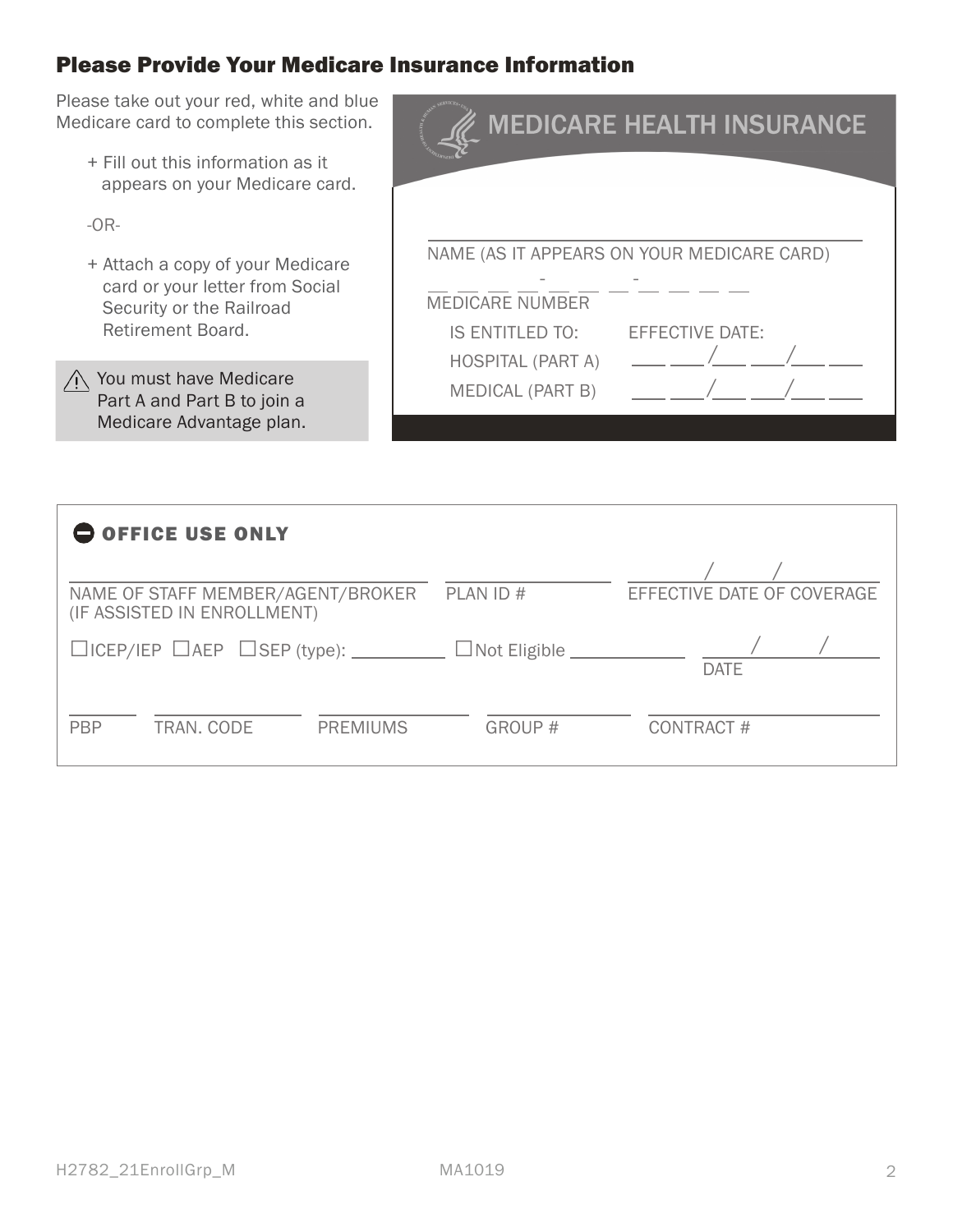## Please Provide Your Medicare Insurance Information

Please take out your red, white and blue Medicare card to complete this section.

+ Fill out this information as it appears on your Medicare card.

-OR-

+ Attach a copy of your Medicare card or your letter from Social Security or the Railroad Retirement Board.

⚠ You must have Medicare Part A and Part B to join a Medicare Advantage plan.

**MEDICARE HEALTH INSURANCE**

______________________________
NAME (AS IT APPEARS ON YOUR MEDICARE CARD)

__ __ __ __-__ __ __-__ __ __ __
MEDICARE NUMBER

| IS ENTITLED TO: | EFFECTIVE DATE: |
|---|---|
| HOSPITAL (PART A) | ___ ___/___ ___/___ ___ |
| MEDICAL (PART B) | ___ ___/___ ___/___ ___ |

**OFFICE USE ONLY**

| NAME OF STAFF MEMBER/AGENT/BROKER (IF ASSISTED IN ENROLLMENT) | PLAN ID # | EFFECTIVE DATE OF COVERAGE ___/___/___ |
|---|---|---|

☐ICEP/IEP ☐AEP ☐SEP (type): __________ ☐Not Eligible __________ ___/___/___ DATE

| PBP | TRAN. CODE | PREMIUMS | GROUP # | CONTRACT # |
|---|---|---|---|---|
| | | | | |

H2782_21EnrollGrp_M MA1019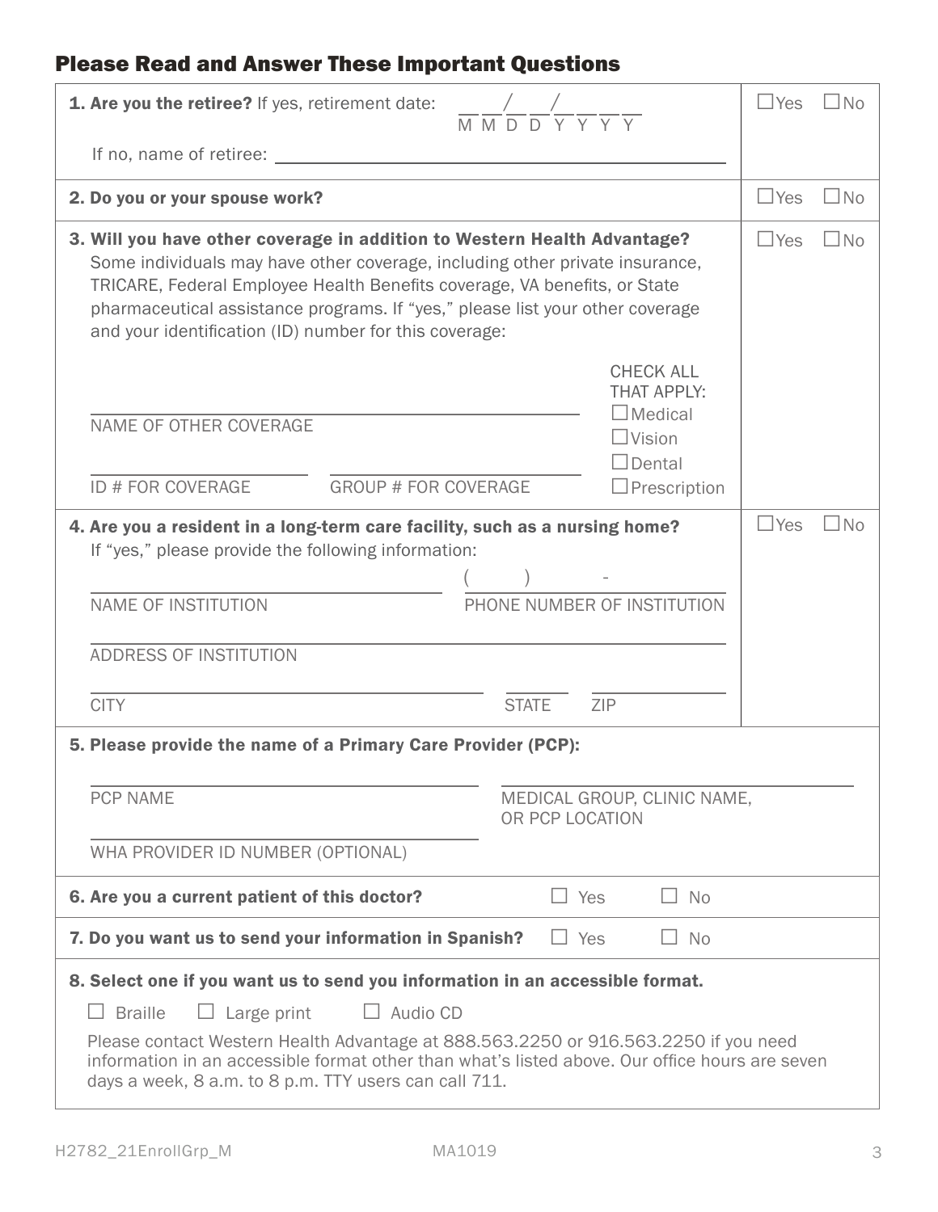## Please Read and Answer These Important Questions

**1. Are you the retiree?** If yes, retirement date: __ __/__ __/__ __ __ __ (MM DD YYYY) ☐Yes ☐No

If no, name of retiree: ______________________________

**2. Do you or your spouse work?** ☐Yes ☐No

**3. Will you have other coverage in addition to Western Health Advantage?** ☐Yes ☐No

Some individuals may have other coverage, including other private insurance, TRICARE, Federal Employee Health Benefits coverage, VA benefits, or State pharmaceutical assistance programs. If "yes," please list your other coverage and your identification (ID) number for this coverage:

______________________________
NAME OF OTHER COVERAGE

______________________ ______________________
ID # FOR COVERAGE GROUP # FOR COVERAGE

CHECK ALL THAT APPLY:
☐Medical
☐Vision
☐Dental
☐Prescription

**4. Are you a resident in a long-term care facility, such as a nursing home?** ☐Yes ☐No

If "yes," please provide the following information:

______________________ (    )    -
NAME OF INSTITUTION PHONE NUMBER OF INSTITUTION

______________________________
ADDRESS OF INSTITUTION

______________________ ______ ______
CITY STATE ZIP

**5. Please provide the name of a Primary Care Provider (PCP):**

______________________ ______________________
PCP NAME MEDICAL GROUP, CLINIC NAME, OR PCP LOCATION

______________________
WHA PROVIDER ID NUMBER (OPTIONAL)

**6. Are you a current patient of this doctor?** ☐ Yes ☐ No

**7. Do you want us to send your information in Spanish?** ☐ Yes ☐ No

**8. Select one if you want us to send you information in an accessible format.**

☐ Braille ☐ Large print ☐ Audio CD

Please contact Western Health Advantage at 888.563.2250 or 916.563.2250 if you need information in an accessible format other than what's listed above. Our office hours are seven days a week, 8 a.m. to 8 p.m. TTY users can call 711.

H2782_21EnrollGrp_M MA1019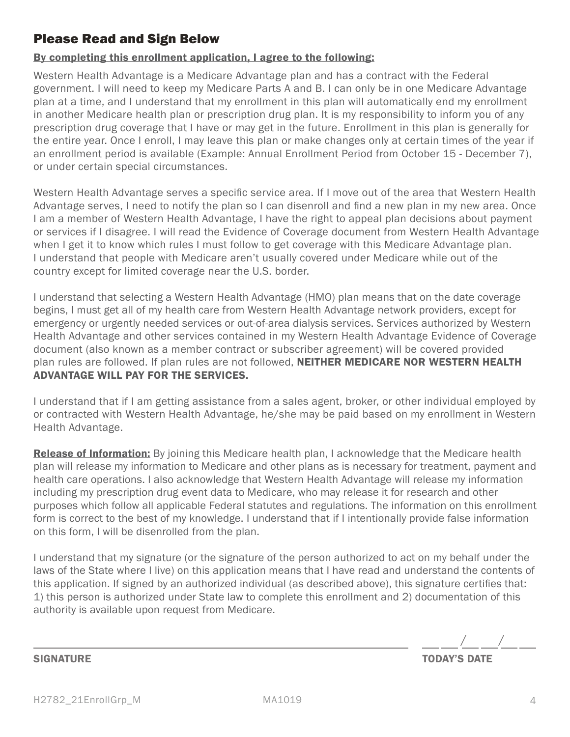## Please Read and Sign Below

**By completing this enrollment application, I agree to the following:**

Western Health Advantage is a Medicare Advantage plan and has a contract with the Federal government. I will need to keep my Medicare Parts A and B. I can only be in one Medicare Advantage plan at a time, and I understand that my enrollment in this plan will automatically end my enrollment in another Medicare health plan or prescription drug plan. It is my responsibility to inform you of any prescription drug coverage that I have or may get in the future. Enrollment in this plan is generally for the entire year. Once I enroll, I may leave this plan or make changes only at certain times of the year if an enrollment period is available (Example: Annual Enrollment Period from October 15 - December 7), or under certain special circumstances.

Western Health Advantage serves a specific service area. If I move out of the area that Western Health Advantage serves, I need to notify the plan so I can disenroll and find a new plan in my new area. Once I am a member of Western Health Advantage, I have the right to appeal plan decisions about payment or services if I disagree. I will read the Evidence of Coverage document from Western Health Advantage when I get it to know which rules I must follow to get coverage with this Medicare Advantage plan. I understand that people with Medicare aren't usually covered under Medicare while out of the country except for limited coverage near the U.S. border.

I understand that selecting a Western Health Advantage (HMO) plan means that on the date coverage begins, I must get all of my health care from Western Health Advantage network providers, except for emergency or urgently needed services or out-of-area dialysis services. Services authorized by Western Health Advantage and other services contained in my Western Health Advantage Evidence of Coverage document (also known as a member contract or subscriber agreement) will be covered provided plan rules are followed. If plan rules are not followed, **NEITHER MEDICARE NOR WESTERN HEALTH ADVANTAGE WILL PAY FOR THE SERVICES.**

I understand that if I am getting assistance from a sales agent, broker, or other individual employed by or contracted with Western Health Advantage, he/she may be paid based on my enrollment in Western Health Advantage.

**Release of Information:** By joining this Medicare health plan, I acknowledge that the Medicare health plan will release my information to Medicare and other plans as is necessary for treatment, payment and health care operations. I also acknowledge that Western Health Advantage will release my information including my prescription drug event data to Medicare, who may release it for research and other purposes which follow all applicable Federal statutes and regulations. The information on this enrollment form is correct to the best of my knowledge. I understand that if I intentionally provide false information on this form, I will be disenrolled from the plan.

I understand that my signature (or the signature of the person authorized to act on my behalf under the laws of the State where I live) on this application means that I have read and understand the contents of this application. If signed by an authorized individual (as described above), this signature certifies that: 1) this person is authorized under State law to complete this enrollment and 2) documentation of this authority is available upon request from Medicare.

______________________________________________ ___ ___/___ ___/___ ___

**SIGNATURE** **TODAY'S DATE**

H2782_21EnrollGrp_M MA1019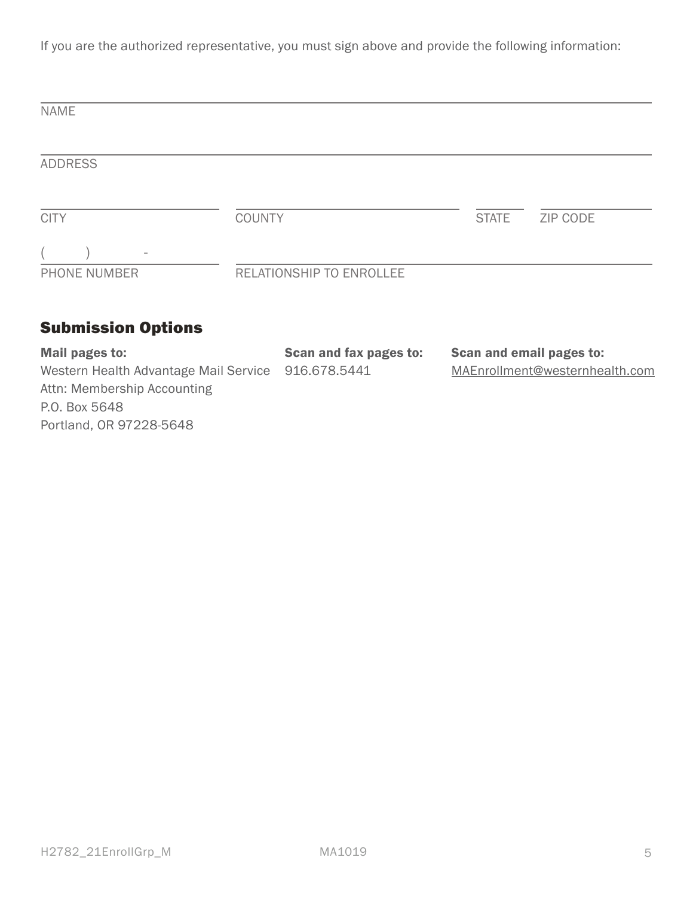If you are the authorized representative, you must sign above and provide the following information:

NAME

ADDRESS

CITY COUNTY STATE ZIP CODE

(   )   -

PHONE NUMBER RELATIONSHIP TO ENROLLEE

## Submission Options

**Mail pages to:**
Western Health Advantage Mail Service
Attn: Membership Accounting
P.O. Box 5648
Portland, OR 97228-5648

**Scan and fax pages to:**
916.678.5441

**Scan and email pages to:**
MAEnrollment@westernhealth.com

H2782_21EnrollGrp_M MA1019